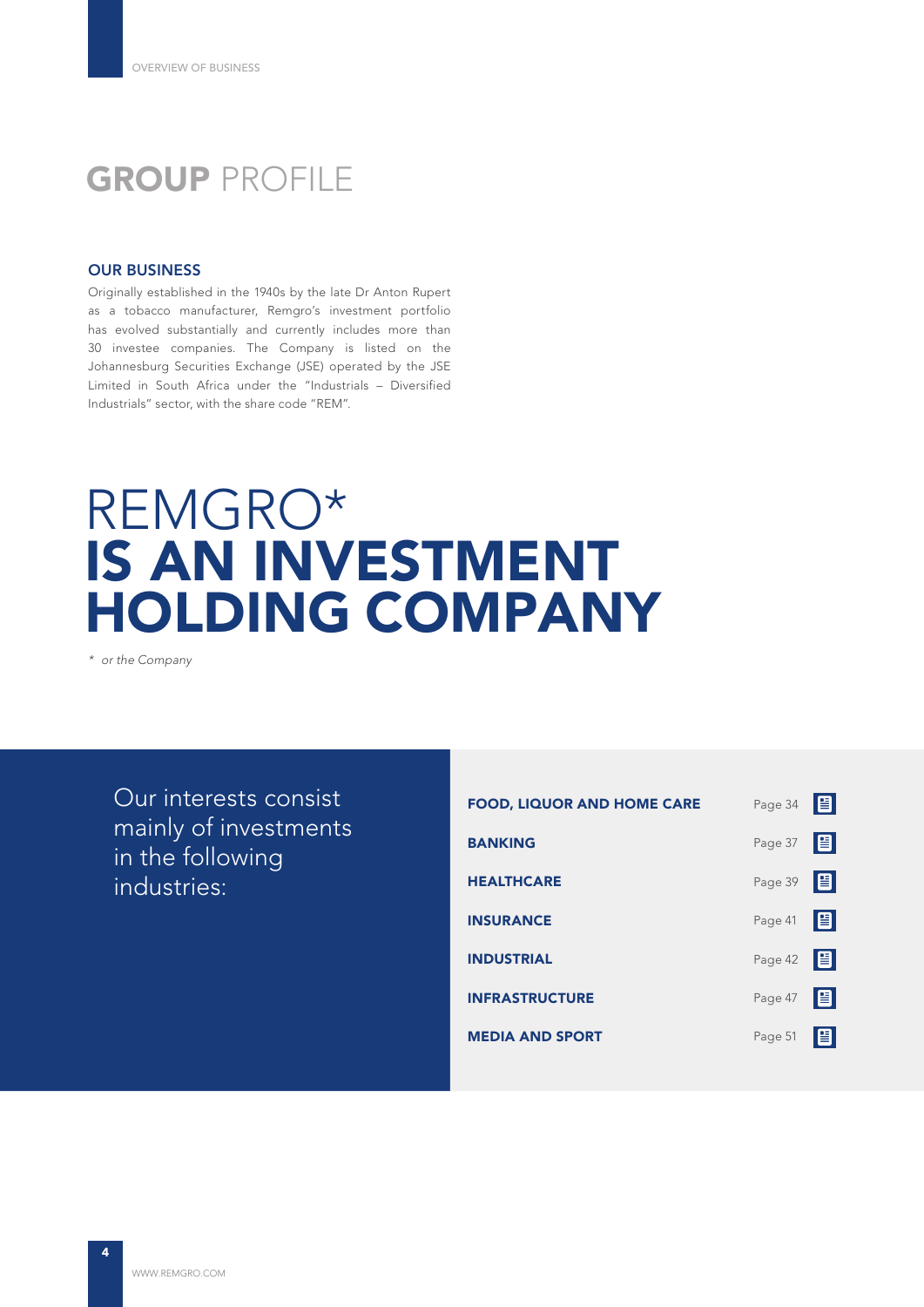# GROUP PROFILE

## OUR BUSINESS

Originally established in the 1940s by the late Dr Anton Rupert as a tobacco manufacturer, Remgro's investment portfolio has evolved substantially and currently includes more than 30 investee companies. The Company is listed on the Johannesburg Securities Exchange (JSE) operated by the JSE Limited in South Africa under the "Industrials – Diversified Industrials" sector, with the share code "REM".

# REMGRO* **IS AN INVESTMENT HOLDING COMPANY**

*\* or the Company*

Our interests consist mainly of investments in the following industries:

| Industry | Page |
|---|---|
| **FOOD, LIQUOR AND HOME CARE** | Page 34 |
| **BANKING** | Page 37 |
| **HEALTHCARE** | Page 39 |
| **INSURANCE** | Page 41 |
| **INDUSTRIAL** | Page 42 |
| **INFRASTRUCTURE** | Page 47 |
| **MEDIA AND SPORT** | Page 51 |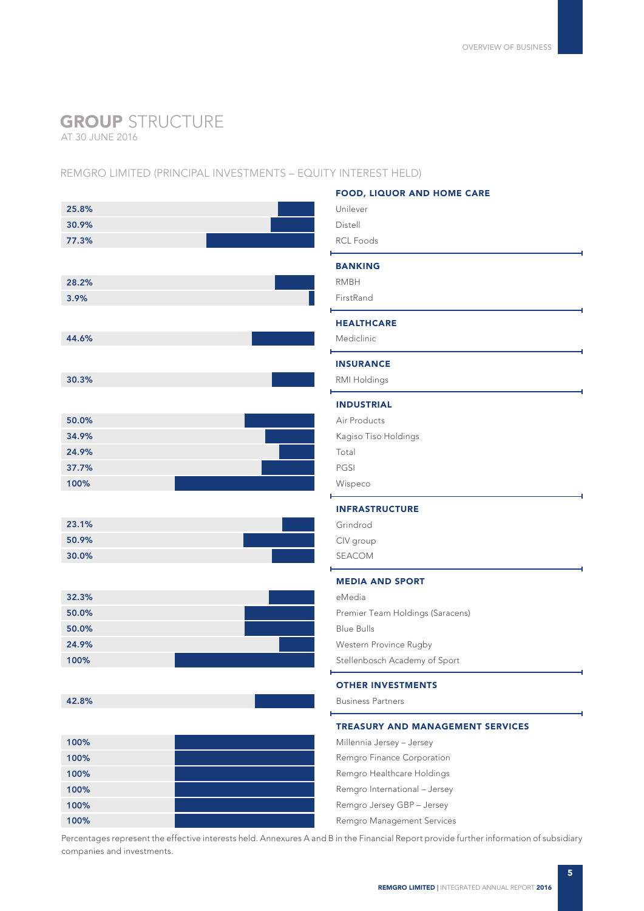# GROUP STRUCTURE

AT 30 JUNE 2016

REMGRO LIMITED (PRINCIPAL INVESTMENTS – EQUITY INTEREST HELD)

| Equity interest | Investment |
|---|---|
| | **FOOD, LIQUOR AND HOME CARE** |
| 25.8% | Unilever |
| 30.9% | Distell |
| 77.3% | RCL Foods |
| | **BANKING** |
| 28.2% | RMBH |
| 3.9% | FirstRand |
| | **HEALTHCARE** |
| 44.6% | Mediclinic |
| | **INSURANCE** |
| 30.3% | RMI Holdings |
| | **INDUSTRIAL** |
| 50.0% | Air Products |
| 34.9% | Kagiso Tiso Holdings |
| 24.9% | Total |
| 37.7% | PGSI |
| 100% | Wispeco |
| | **INFRASTRUCTURE** |
| 23.1% | Grindrod |
| 50.9% | CIV group |
| 30.0% | SEACOM |
| | **MEDIA AND SPORT** |
| 32.3% | eMedia |
| 50.0% | Premier Team Holdings (Saracens) |
| 50.0% | Blue Bulls |
| 24.9% | Western Province Rugby |
| 100% | Stellenbosch Academy of Sport |
| | **OTHER INVESTMENTS** |
| 42.8% | Business Partners |
| | **TREASURY AND MANAGEMENT SERVICES** |
| 100% | Millennia Jersey – Jersey |
| 100% | Remgro Finance Corporation |
| 100% | Remgro Healthcare Holdings |
| 100% | Remgro International – Jersey |
| 100% | Remgro Jersey GBP – Jersey |
| 100% | Remgro Management Services |

Percentages represent the effective interests held. Annexures A and B in the Financial Report provide further information of subsidiary companies and investments.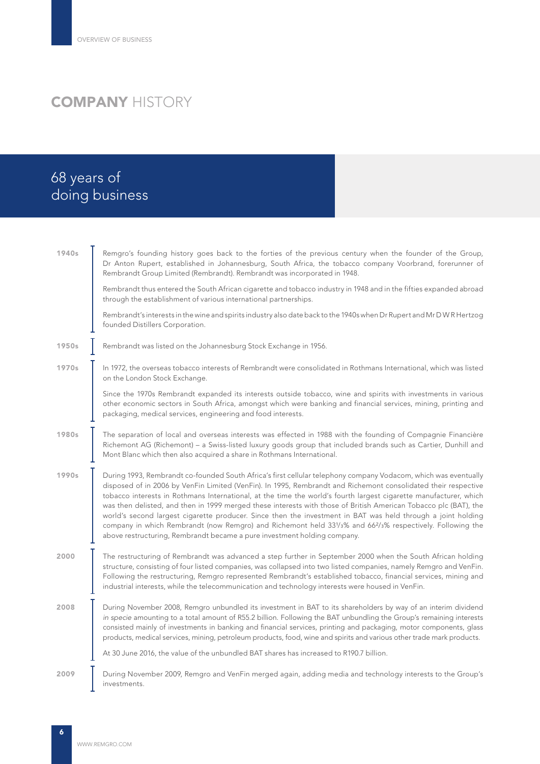# COMPANY HISTORY

## 68 years of doing business

**1940s**

Remgro's founding history goes back to the forties of the previous century when the founder of the Group, Dr Anton Rupert, established in Johannesburg, South Africa, the tobacco company Voorbrand, forerunner of Rembrandt Group Limited (Rembrandt). Rembrandt was incorporated in 1948.

Rembrandt thus entered the South African cigarette and tobacco industry in 1948 and in the fifties expanded abroad through the establishment of various international partnerships.

Rembrandt's interests in the wine and spirits industry also date back to the 1940s when Dr Rupert and Mr D W R Hertzog founded Distillers Corporation.

**1950s**

Rembrandt was listed on the Johannesburg Stock Exchange in 1956.

**1970s**

In 1972, the overseas tobacco interests of Rembrandt were consolidated in Rothmans International, which was listed on the London Stock Exchange.

Since the 1970s Rembrandt expanded its interests outside tobacco, wine and spirits with investments in various other economic sectors in South Africa, amongst which were banking and financial services, mining, printing and packaging, medical services, engineering and food interests.

**1980s**

The separation of local and overseas interests was effected in 1988 with the founding of Compagnie Financière Richemont AG (Richemont) – a Swiss-listed luxury goods group that included brands such as Cartier, Dunhill and Mont Blanc which then also acquired a share in Rothmans International.

**1990s**

During 1993, Rembrandt co-founded South Africa's first cellular telephony company Vodacom, which was eventually disposed of in 2006 by VenFin Limited (VenFin). In 1995, Rembrandt and Richemont consolidated their respective tobacco interests in Rothmans International, at the time the world's fourth largest cigarette manufacturer, which was then delisted, and then in 1999 merged these interests with those of British American Tobacco plc (BAT), the world's second largest cigarette producer. Since then the investment in BAT was held through a joint holding company in which Rembrandt (now Remgro) and Richemont held 33⅓% and 66⅔% respectively. Following the above restructuring, Rembrandt became a pure investment holding company.

**2000**

The restructuring of Rembrandt was advanced a step further in September 2000 when the South African holding structure, consisting of four listed companies, was collapsed into two listed companies, namely Remgro and VenFin. Following the restructuring, Remgro represented Rembrandt's established tobacco, financial services, mining and industrial interests, while the telecommunication and technology interests were housed in VenFin.

**2008**

During November 2008, Remgro unbundled its investment in BAT to its shareholders by way of an interim dividend *in specie* amounting to a total amount of R55.2 billion. Following the BAT unbundling the Group's remaining interests consisted mainly of investments in banking and financial services, printing and packaging, motor components, glass products, medical services, mining, petroleum products, food, wine and spirits and various other trade mark products.

At 30 June 2016, the value of the unbundled BAT shares has increased to R190.7 billion.

**2009**

During November 2009, Remgro and VenFin merged again, adding media and technology interests to the Group's investments.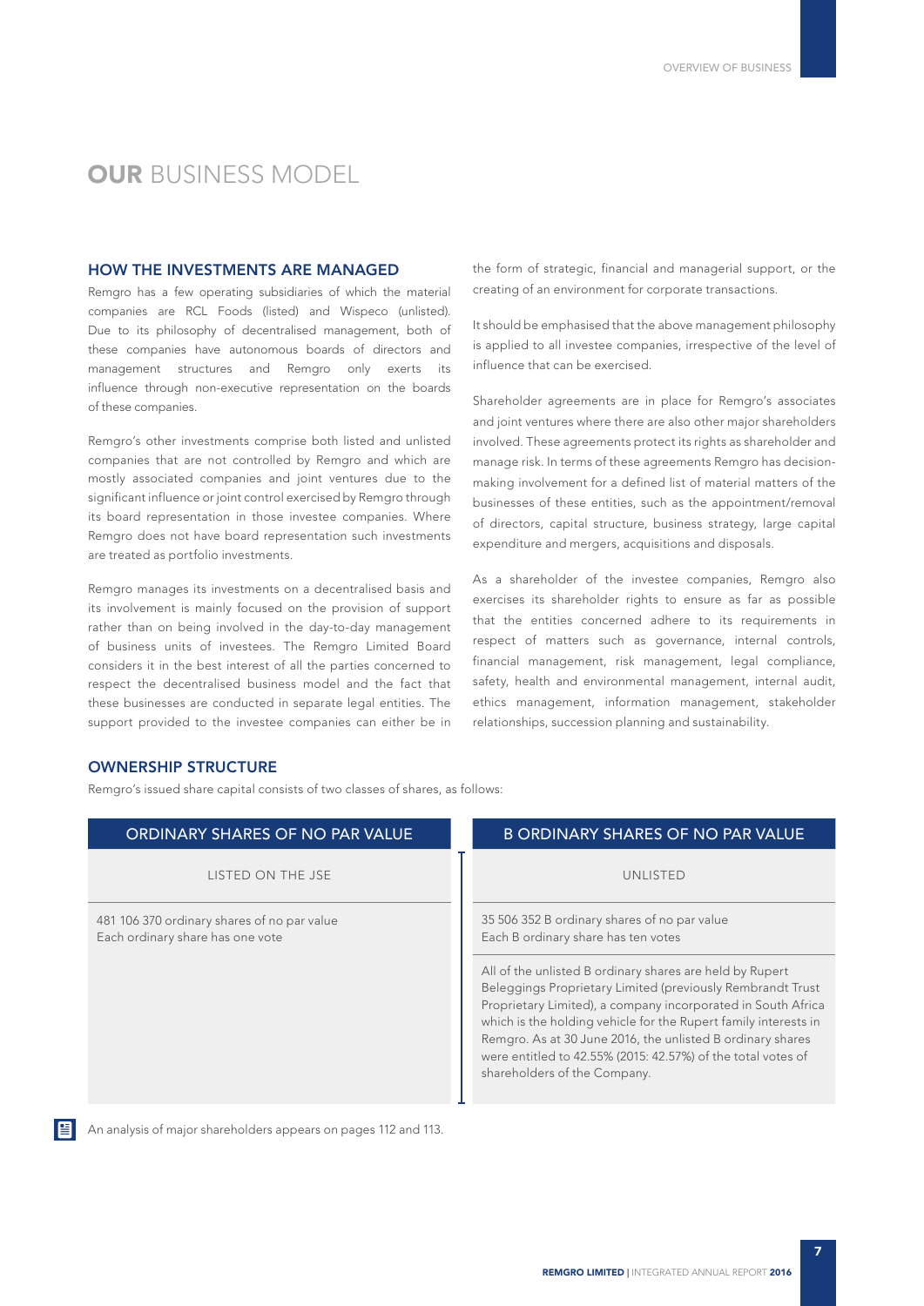# **OUR** BUSINESS MODEL

## HOW THE INVESTMENTS ARE MANAGED

Remgro has a few operating subsidiaries of which the material companies are RCL Foods (listed) and Wispeco (unlisted). Due to its philosophy of decentralised management, both of these companies have autonomous boards of directors and management structures and Remgro only exerts its influence through non-executive representation on the boards of these companies.

Remgro's other investments comprise both listed and unlisted companies that are not controlled by Remgro and which are mostly associated companies and joint ventures due to the significant influence or joint control exercised by Remgro through its board representation in those investee companies. Where Remgro does not have board representation such investments are treated as portfolio investments.

Remgro manages its investments on a decentralised basis and its involvement is mainly focused on the provision of support rather than on being involved in the day-to-day management of business units of investees. The Remgro Limited Board considers it in the best interest of all the parties concerned to respect the decentralised business model and the fact that these businesses are conducted in separate legal entities. The support provided to the investee companies can either be in the form of strategic, financial and managerial support, or the creating of an environment for corporate transactions.

It should be emphasised that the above management philosophy is applied to all investee companies, irrespective of the level of influence that can be exercised.

Shareholder agreements are in place for Remgro's associates and joint ventures where there are also other major shareholders involved. These agreements protect its rights as shareholder and manage risk. In terms of these agreements Remgro has decision-making involvement for a defined list of material matters of the businesses of these entities, such as the appointment/removal of directors, capital structure, business strategy, large capital expenditure and mergers, acquisitions and disposals.

As a shareholder of the investee companies, Remgro also exercises its shareholder rights to ensure as far as possible that the entities concerned adhere to its requirements in respect of matters such as governance, internal controls, financial management, risk management, legal compliance, safety, health and environmental management, internal audit, ethics management, information management, stakeholder relationships, succession planning and sustainability.

## OWNERSHIP STRUCTURE

Remgro's issued share capital consists of two classes of shares, as follows:

| ORDINARY SHARES OF NO PAR VALUE | B ORDINARY SHARES OF NO PAR VALUE |
|---|---|
| LISTED ON THE JSE | UNLISTED |
| 481 106 370 ordinary shares of no par value<br>Each ordinary share has one vote | 35 506 352 B ordinary shares of no par value<br>Each B ordinary share has ten votes |
| | All of the unlisted B ordinary shares are held by Rupert Beleggings Proprietary Limited (previously Rembrandt Trust Proprietary Limited), a company incorporated in South Africa which is the holding vehicle for the Rupert family interests in Remgro. As at 30 June 2016, the unlisted B ordinary shares were entitled to 42.55% (2015: 42.57%) of the total votes of shareholders of the Company. |

An analysis of major shareholders appears on pages 112 and 113.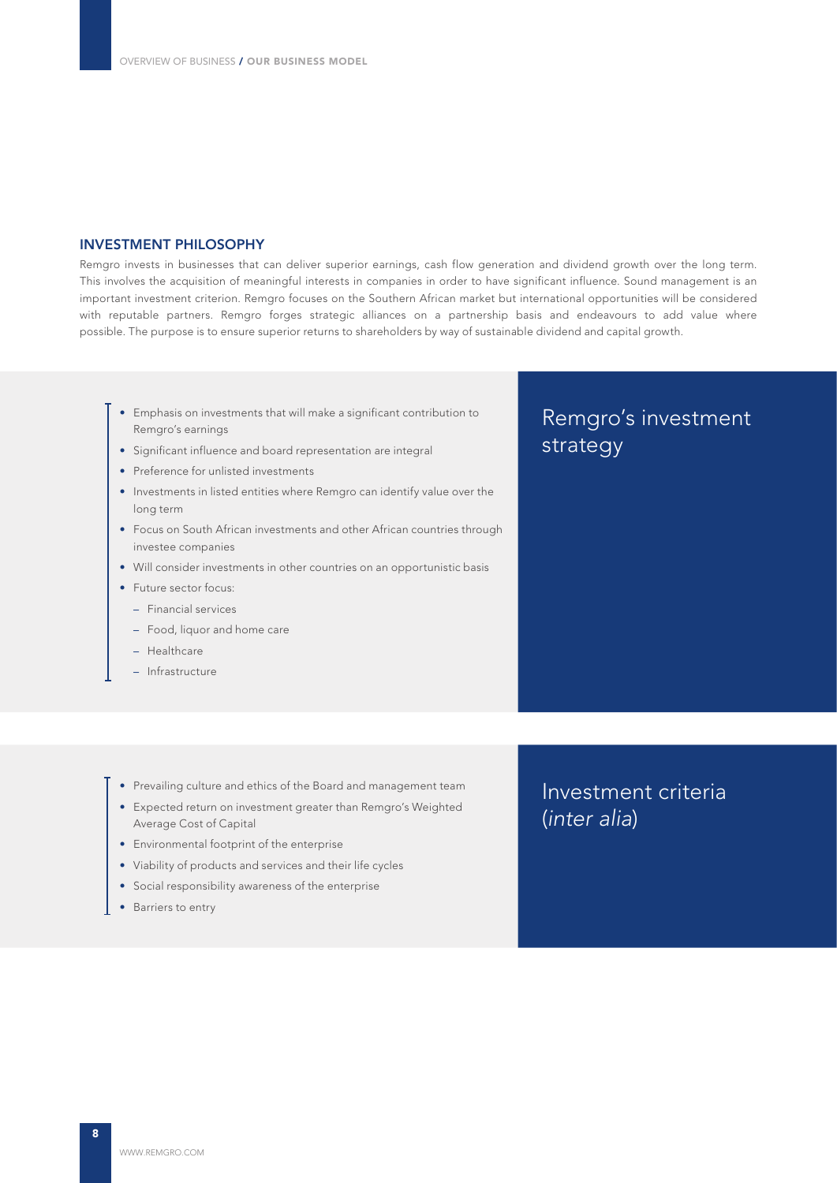## INVESTMENT PHILOSOPHY

Remgro invests in businesses that can deliver superior earnings, cash flow generation and dividend growth over the long term. This involves the acquisition of meaningful interests in companies in order to have significant influence. Sound management is an important investment criterion. Remgro focuses on the Southern African market but international opportunities will be considered with reputable partners. Remgro forges strategic alliances on a partnership basis and endeavours to add value where possible. The purpose is to ensure superior returns to shareholders by way of sustainable dividend and capital growth.

### Remgro's investment strategy

- Emphasis on investments that will make a significant contribution to Remgro's earnings
- Significant influence and board representation are integral
- Preference for unlisted investments
- Investments in listed entities where Remgro can identify value over the long term
- Focus on South African investments and other African countries through investee companies
- Will consider investments in other countries on an opportunistic basis
- Future sector focus:
  - Financial services
  - Food, liquor and home care
  - Healthcare
  - Infrastructure

### Investment criteria (*inter alia*)

- Prevailing culture and ethics of the Board and management team
- Expected return on investment greater than Remgro's Weighted Average Cost of Capital
- Environmental footprint of the enterprise
- Viability of products and services and their life cycles
- Social responsibility awareness of the enterprise
- Barriers to entry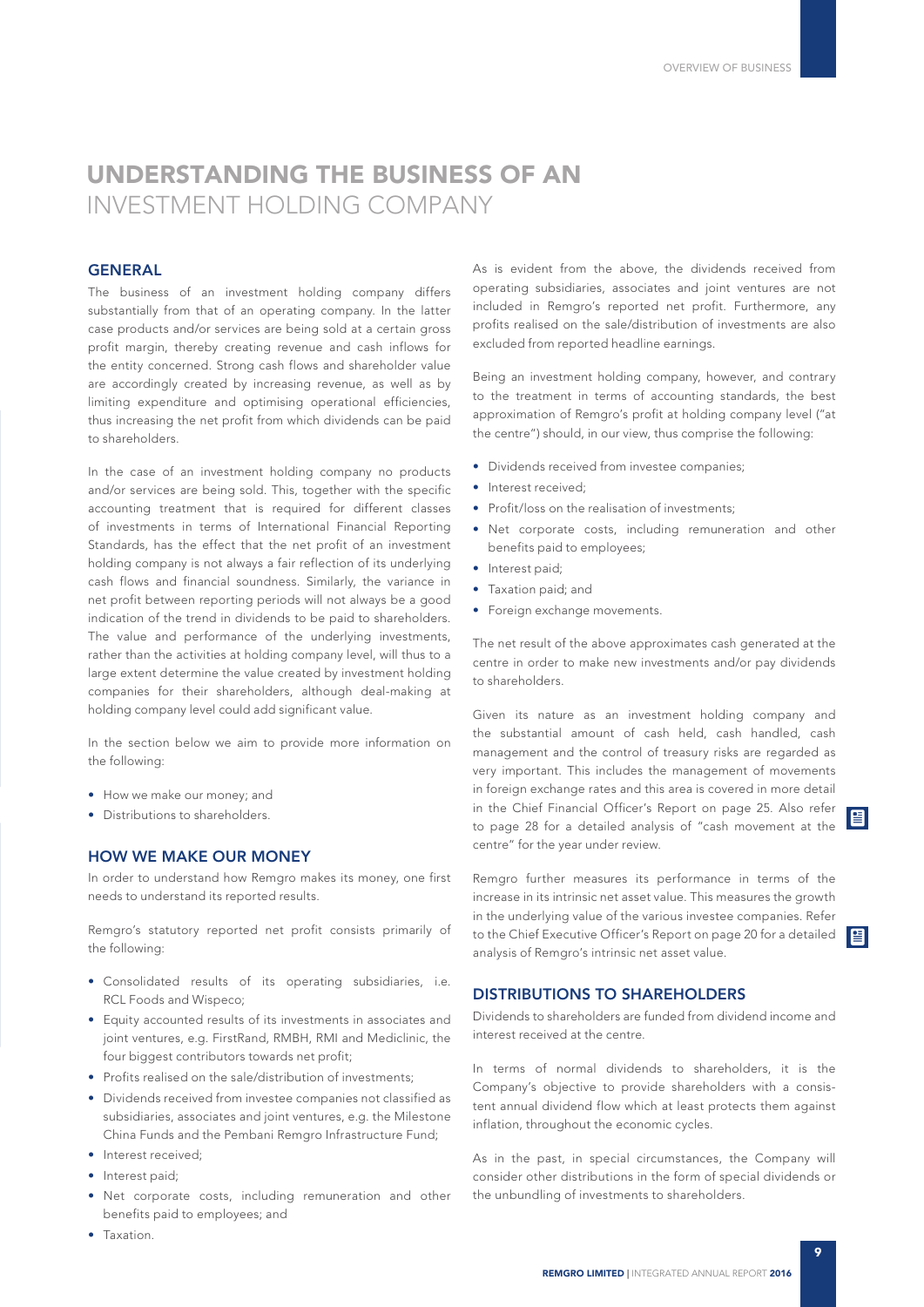# UNDERSTANDING THE BUSINESS OF AN INVESTMENT HOLDING COMPANY

## GENERAL

The business of an investment holding company differs substantially from that of an operating company. In the latter case products and/or services are being sold at a certain gross profit margin, thereby creating revenue and cash inflows for the entity concerned. Strong cash flows and shareholder value are accordingly created by increasing revenue, as well as by limiting expenditure and optimising operational efficiencies, thus increasing the net profit from which dividends can be paid to shareholders.

In the case of an investment holding company no products and/or services are being sold. This, together with the specific accounting treatment that is required for different classes of investments in terms of International Financial Reporting Standards, has the effect that the net profit of an investment holding company is not always a fair reflection of its underlying cash flows and financial soundness. Similarly, the variance in net profit between reporting periods will not always be a good indication of the trend in dividends to be paid to shareholders. The value and performance of the underlying investments, rather than the activities at holding company level, will thus to a large extent determine the value created by investment holding companies for their shareholders, although deal-making at holding company level could add significant value.

In the section below we aim to provide more information on the following:

- How we make our money; and
- Distributions to shareholders.

## HOW WE MAKE OUR MONEY

In order to understand how Remgro makes its money, one first needs to understand its reported results.

Remgro's statutory reported net profit consists primarily of the following:

- Consolidated results of its operating subsidiaries, i.e. RCL Foods and Wispeco;
- Equity accounted results of its investments in associates and joint ventures, e.g. FirstRand, RMBH, RMI and Mediclinic, the four biggest contributors towards net profit;
- Profits realised on the sale/distribution of investments;
- Dividends received from investee companies not classified as subsidiaries, associates and joint ventures, e.g. the Milestone China Funds and the Pembani Remgro Infrastructure Fund;
- Interest received;
- Interest paid;
- Net corporate costs, including remuneration and other benefits paid to employees; and
- Taxation.

As is evident from the above, the dividends received from operating subsidiaries, associates and joint ventures are not included in Remgro's reported net profit. Furthermore, any profits realised on the sale/distribution of investments are also excluded from reported headline earnings.

Being an investment holding company, however, and contrary to the treatment in terms of accounting standards, the best approximation of Remgro's profit at holding company level ("at the centre") should, in our view, thus comprise the following:

- Dividends received from investee companies;
- Interest received;
- Profit/loss on the realisation of investments;
- Net corporate costs, including remuneration and other benefits paid to employees;
- Interest paid;
- Taxation paid; and
- Foreign exchange movements.

The net result of the above approximates cash generated at the centre in order to make new investments and/or pay dividends to shareholders.

Given its nature as an investment holding company and the substantial amount of cash held, cash handled, cash management and the control of treasury risks are regarded as very important. This includes the management of movements in foreign exchange rates and this area is covered in more detail in the Chief Financial Officer's Report on page 25. Also refer to page 28 for a detailed analysis of "cash movement at the centre" for the year under review.

Remgro further measures its performance in terms of the increase in its intrinsic net asset value. This measures the growth in the underlying value of the various investee companies. Refer to the Chief Executive Officer's Report on page 20 for a detailed analysis of Remgro's intrinsic net asset value.

## DISTRIBUTIONS TO SHAREHOLDERS

Dividends to shareholders are funded from dividend income and interest received at the centre.

In terms of normal dividends to shareholders, it is the Company's objective to provide shareholders with a consistent annual dividend flow which at least protects them against inflation, throughout the economic cycles.

As in the past, in special circumstances, the Company will consider other distributions in the form of special dividends or the unbundling of investments to shareholders.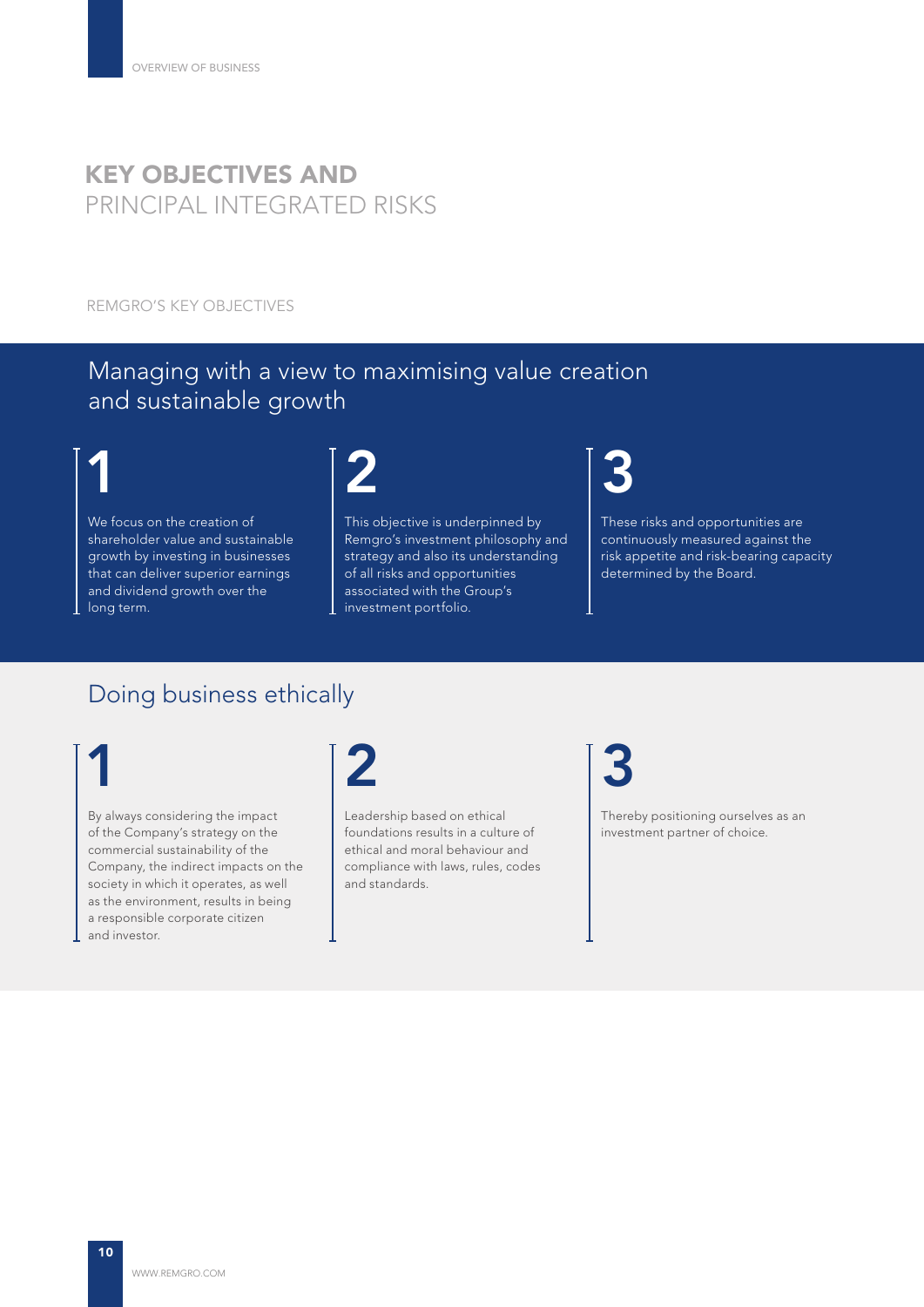# KEY OBJECTIVES AND PRINCIPAL INTEGRATED RISKS

## REMGRO'S KEY OBJECTIVES

### Managing with a view to maximising value creation and sustainable growth

**1**

We focus on the creation of shareholder value and sustainable growth by investing in businesses that can deliver superior earnings and dividend growth over the long term.

**2**

This objective is underpinned by Remgro's investment philosophy and strategy and also its understanding of all risks and opportunities associated with the Group's investment portfolio.

**3**

These risks and opportunities are continuously measured against the risk appetite and risk-bearing capacity determined by the Board.

### Doing business ethically

**1**

By always considering the impact of the Company's strategy on the commercial sustainability of the Company, the indirect impacts on the society in which it operates, as well as the environment, results in being a responsible corporate citizen and investor.

**2**

Leadership based on ethical foundations results in a culture of ethical and moral behaviour and compliance with laws, rules, codes and standards.

**3**

Thereby positioning ourselves as an investment partner of choice.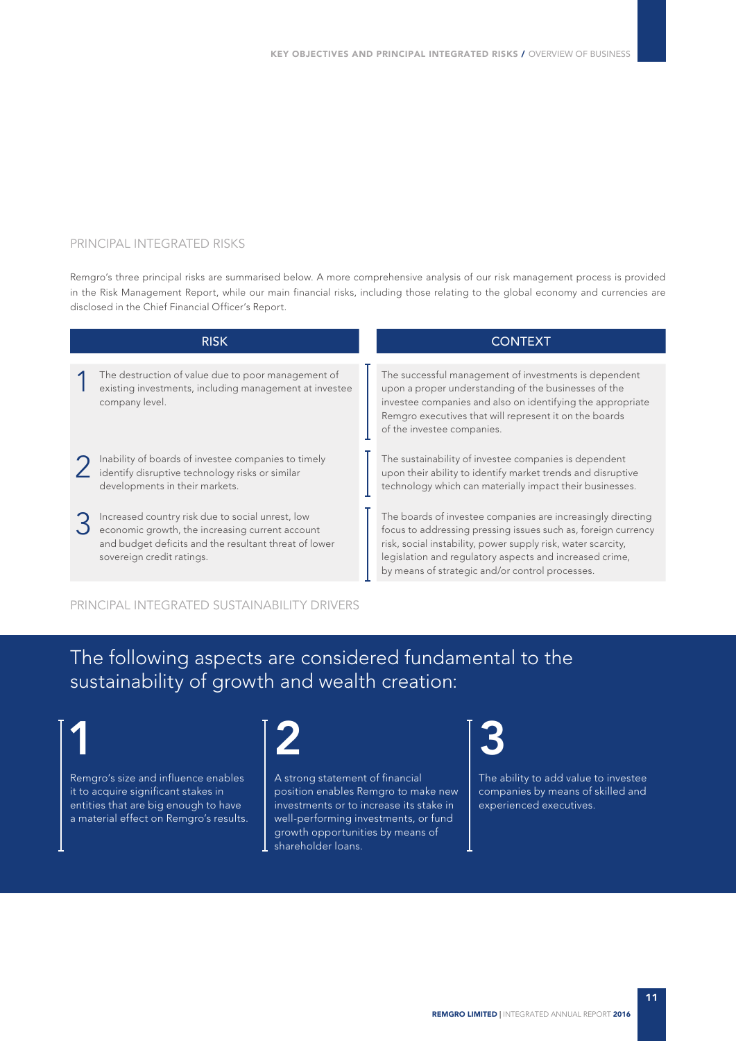## PRINCIPAL INTEGRATED RISKS

Remgro's three principal risks are summarised below. A more comprehensive analysis of our risk management process is provided in the Risk Management Report, while our main financial risks, including those relating to the global economy and currencies are disclosed in the Chief Financial Officer's Report.

| | RISK | CONTEXT |
|---|---|---|
| 1 | The destruction of value due to poor management of existing investments, including management at investee company level. | The successful management of investments is dependent upon a proper understanding of the businesses of the investee companies and also on identifying the appropriate Remgro executives that will represent it on the boards of the investee companies. |
| 2 | Inability of boards of investee companies to timely identify disruptive technology risks or similar developments in their markets. | The sustainability of investee companies is dependent upon their ability to identify market trends and disruptive technology which can materially impact their businesses. |
| 3 | Increased country risk due to social unrest, low economic growth, the increasing current account and budget deficits and the resultant threat of lower sovereign credit ratings. | The boards of investee companies are increasingly directing focus to addressing pressing issues such as, foreign currency risk, social instability, power supply risk, water scarcity, legislation and regulatory aspects and increased crime, by means of strategic and/or control processes. |

## PRINCIPAL INTEGRATED SUSTAINABILITY DRIVERS

### The following aspects are considered fundamental to the sustainability of growth and wealth creation:

**1**

Remgro's size and influence enables it to acquire significant stakes in entities that are big enough to have a material effect on Remgro's results.

**2**

A strong statement of financial position enables Remgro to make new investments or to increase its stake in well-performing investments, or fund growth opportunities by means of shareholder loans.

**3**

The ability to add value to investee companies by means of skilled and experienced executives.